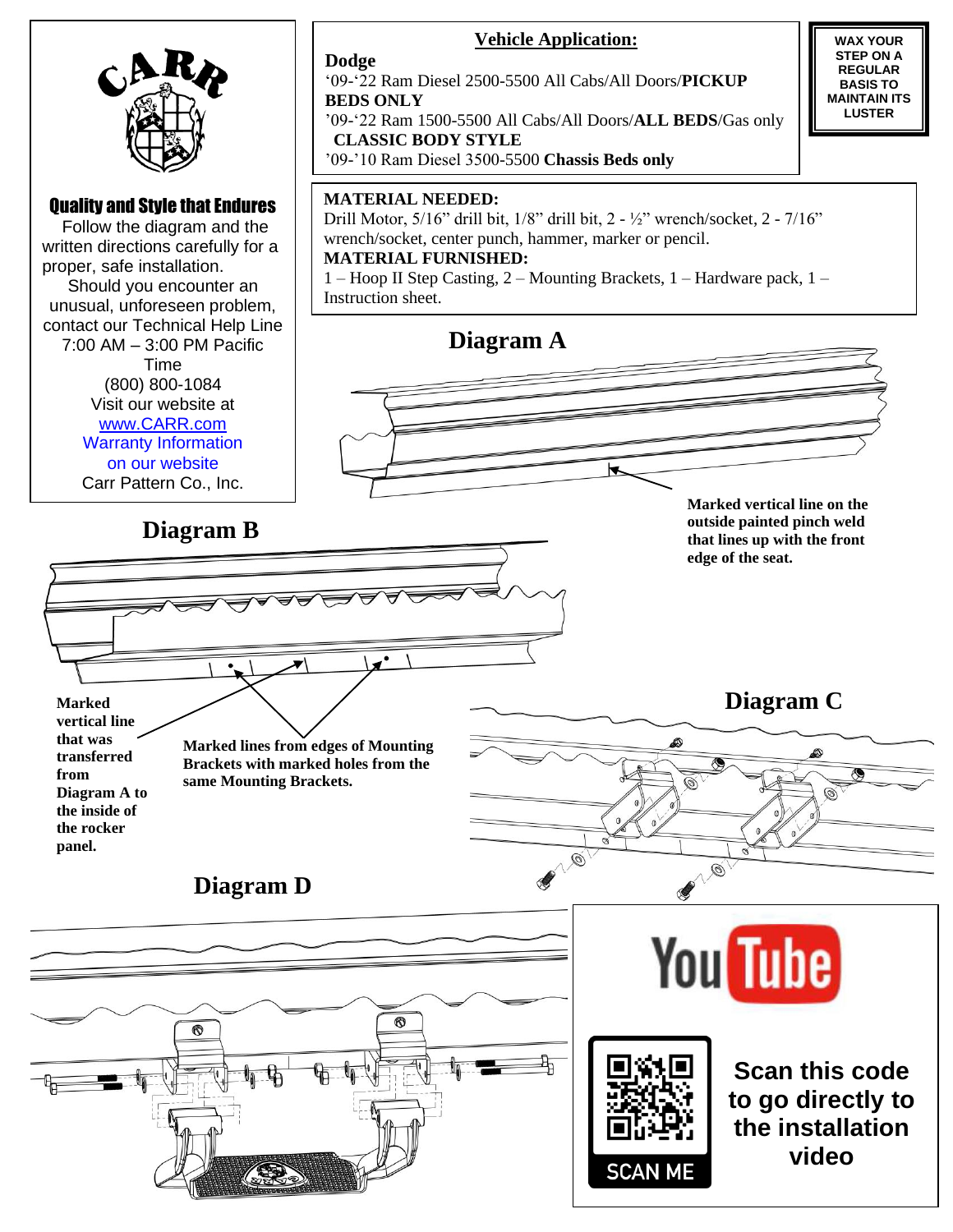CARR

**Quality and Style that Endures**

Follow the diagram and the written directions carefully for a proper, safe installation.

Should you encounter an unusual, unforeseen problem, contact our Technical Help Line 7:00 AM – 3:00 PM Pacific Time
(800) 800-1084
Visit our website at
www.CARR.com
Warranty Information on our website
Carr Pattern Co., Inc.

## Vehicle Application:

**Dodge**
'09-'22 Ram Diesel 2500-5500 All Cabs/All Doors/**PICKUP BEDS ONLY**
'09-'22 Ram 1500-5500 All Cabs/All Doors/**ALL BEDS**/Gas only **CLASSIC BODY STYLE**
'09-'10 Ram Diesel 3500-5500 **Chassis Beds only**

**WAX YOUR STEP ON A REGULAR BASIS TO MAINTAIN ITS LUSTER**

**MATERIAL NEEDED:**
Drill Motor, 5/16" drill bit, 1/8" drill bit, 2 - ½" wrench/socket, 2 - 7/16" wrench/socket, center punch, hammer, marker or pencil.

**MATERIAL FURNISHED:**
1 – Hoop II Step Casting, 2 – Mounting Brackets, 1 – Hardware pack, 1 – Instruction sheet.

## Diagram A

**Marked vertical line on the outside painted pinch weld that lines up with the front edge of the seat.**

## Diagram B

**Marked vertical line that was transferred from Diagram A to the inside of the rocker panel.**

**Marked lines from edges of Mounting Brackets with marked holes from the same Mounting Brackets.**

## Diagram C

## Diagram D

YouTube

SCAN ME

**Scan this code to go directly to the installation video**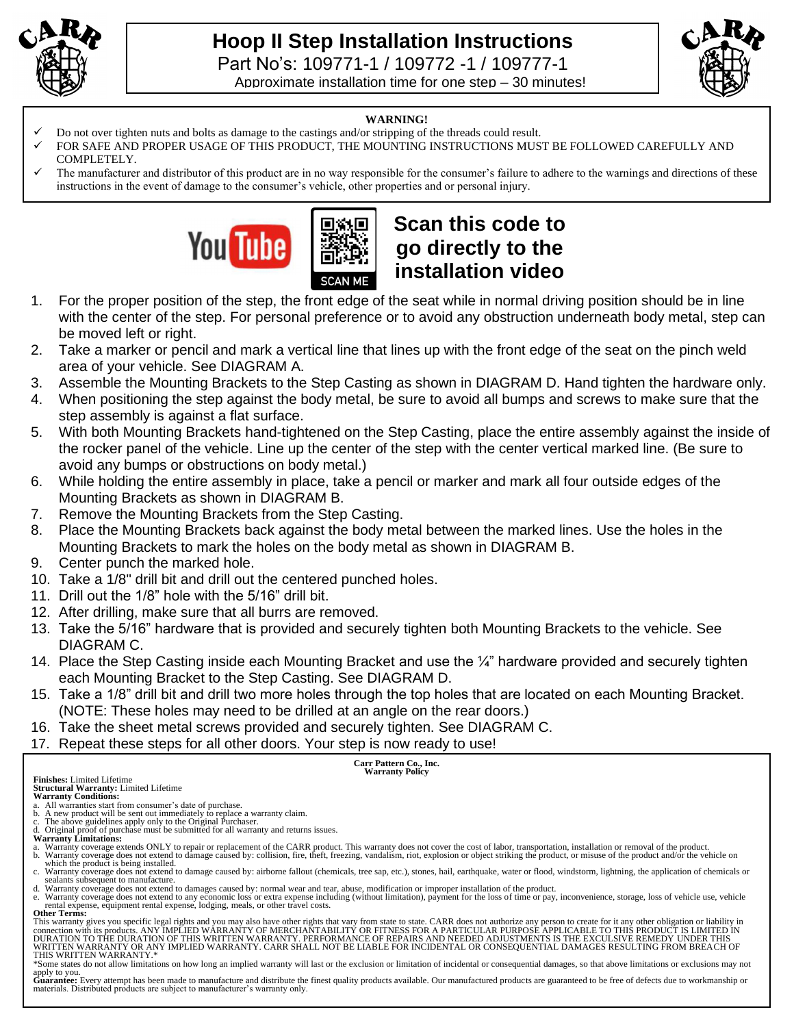# Hoop II Step Installation Instructions

Part No's: 109771-1 / 109772 -1 / 109777-1

Approximate installation time for one step – 30 minutes!

**WARNING!**

- ✓ Do not over tighten nuts and bolts as damage to the castings and/or stripping of the threads could result.
- ✓ FOR SAFE AND PROPER USAGE OF THIS PRODUCT, THE MOUNTING INSTRUCTIONS MUST BE FOLLOWED CAREFULLY AND COMPLETELY.
- ✓ The manufacturer and distributor of this product are in no way responsible for the consumer's failure to adhere to the warnings and directions of these instructions in the event of damage to the consumer's vehicle, other properties and or personal injury.

SCAN ME

**Scan this code to go directly to the installation video**

1. For the proper position of the step, the front edge of the seat while in normal driving position should be in line with the center of the step. For personal preference or to avoid any obstruction underneath body metal, step can be moved left or right.
2. Take a marker or pencil and mark a vertical line that lines up with the front edge of the seat on the pinch weld area of your vehicle. See DIAGRAM A.
3. Assemble the Mounting Brackets to the Step Casting as shown in DIAGRAM D. Hand tighten the hardware only.
4. When positioning the step against the body metal, be sure to avoid all bumps and screws to make sure that the step assembly is against a flat surface.
5. With both Mounting Brackets hand-tightened on the Step Casting, place the entire assembly against the inside of the rocker panel of the vehicle. Line up the center of the step with the center vertical marked line. (Be sure to avoid any bumps or obstructions on body metal.)
6. While holding the entire assembly in place, take a pencil or marker and mark all four outside edges of the Mounting Brackets as shown in DIAGRAM B.
7. Remove the Mounting Brackets from the Step Casting.
8. Place the Mounting Brackets back against the body metal between the marked lines. Use the holes in the Mounting Brackets to mark the holes on the body metal as shown in DIAGRAM B.
9. Center punch the marked hole.
10. Take a 1/8" drill bit and drill out the centered punched holes.
11. Drill out the 1/8" hole with the 5/16" drill bit.
12. After drilling, make sure that all burrs are removed.
13. Take the 5/16" hardware that is provided and securely tighten both Mounting Brackets to the vehicle. See DIAGRAM C.
14. Place the Step Casting inside each Mounting Bracket and use the ¼" hardware provided and securely tighten each Mounting Bracket to the Step Casting. See DIAGRAM D.
15. Take a 1/8" drill bit and drill two more holes through the top holes that are located on each Mounting Bracket. (NOTE: These holes may need to be drilled at an angle on the rear doors.)
16. Take the sheet metal screws provided and securely tighten. See DIAGRAM C.
17. Repeat these steps for all other doors. Your step is now ready to use!

**Carr Pattern Co., Inc.**
**Warranty Policy**

**Finishes:** Limited Lifetime
**Structural Warranty:** Limited Lifetime
**Warranty Conditions:**

a. All warranties start from consumer's date of purchase.
b. A new product will be sent out immediately to replace a warranty claim.
c. The above guidelines apply only to the Original Purchaser.
d. Original proof of purchase must be submitted for all warranty and returns issues.

**Warranty Limitations:**

a. Warranty coverage extends ONLY to repair or replacement of the CARR product. This warranty does not cover the cost of labor, transportation, installation or removal of the product.
b. Warranty coverage does not extend to damage caused by: collision, fire, theft, freezing, vandalism, riot, explosion or object striking the product, or misuse of the product and/or the vehicle on which the product is being installed.
c. Warranty coverage does not extend to damage caused by: airborne fallout (chemicals, tree sap, etc.), stones, hail, earthquake, water or flood, windstorm, lightning, the application of chemicals or sealants subsequent to manufacture.
d. Warranty coverage does not extend to damages caused by: normal wear and tear, abuse, modification or improper installation of the product.
e. Warranty coverage does not extend to any economic loss or extra expense including (without limitation), payment for the loss of time or pay, inconvenience, storage, loss of vehicle use, vehicle rental expense, equipment rental expense, lodging, meals, or other travel costs.

**Other Terms:**

This warranty gives you specific legal rights and you may also have other rights that vary from state to state. CARR does not authorize any person to create for it any other obligation or liability in connection with its products. ANY IMPLIED WARRANTY OF MERCHANTABILITY OR FITNESS FOR A PARTICULAR PURPOSE APPLICABLE TO THIS PRODUCT IS LIMITED IN DURATION TO THE DURATION OF THIS WRITTEN WARRANTY. PERFORMANCE OF REPAIRS AND NEEDED ADJUSTMENTS IS THE EXCULSIVE REMEDY UNDER THIS WRITTEN WARRANTY OR ANY IMPLIED WARRANTY. CARR SHALL NOT BE LIABLE FOR INCIDENTAL OR CONSEQUENTIAL DAMAGES RESULTING FROM BREACH OF THIS WRITTEN WARRANTY.*

*Some states do not allow limitations on how long an implied warranty will last or the exclusion or limitation of incidental or consequential damages, so that above limitations or exclusions may not apply to you.

**Guarantee:** Every attempt has been made to manufacture and distribute the finest quality products available. Our manufactured products are guaranteed to be free of defects due to workmanship or materials. Distributed products are subject to manufacturer's warranty only.